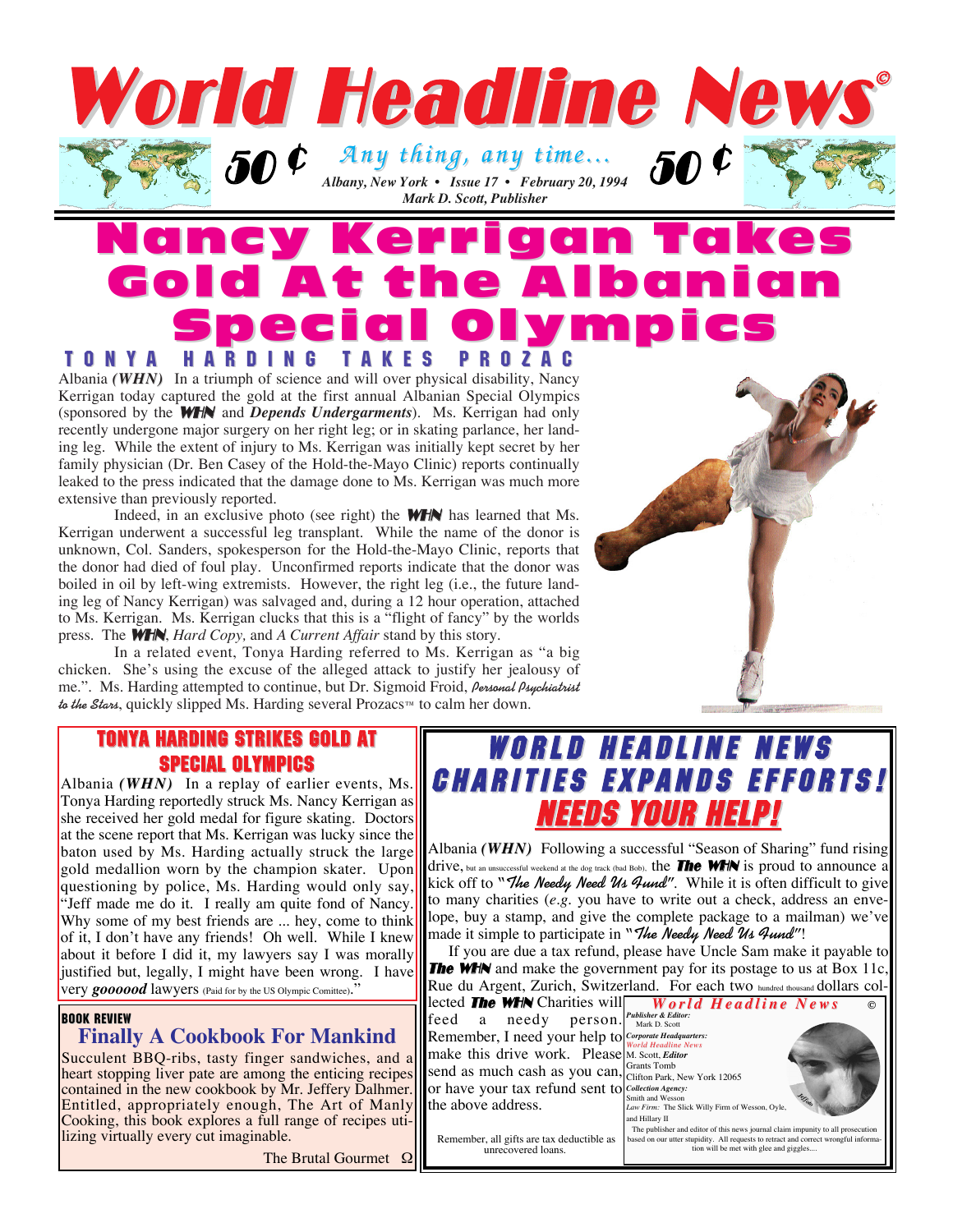# World Headline News©

50 ¢ *Any thing, any time...* 50 ¢

*Albany, New York • Issue 17 • February 20, 1994*

*Mark D. Scott, Publisher*

# Nancy Kerrigan Takes Gold At the Albanian Special Olympics

## TONYA HARDING TAKES PROZAC

Albania ***(WHN)*** In a triumph of science and will over physical disability, Nancy Kerrigan today captured the gold at the first annual Albanian Special Olympics (sponsored by the **WHN** and ***Depends Undergarments***). Ms. Kerrigan had only recently undergone major surgery on her right leg; or in skating parlance, her landing leg. While the extent of injury to Ms. Kerrigan was initially kept secret by her family physician (Dr. Ben Casey of the Hold-the-Mayo Clinic) reports continually leaked to the press indicated that the damage done to Ms. Kerrigan was much more extensive than previously reported.

Indeed, in an exclusive photo (see right) the **WHN** has learned that Ms. Kerrigan underwent a successful leg transplant. While the name of the donor is unknown, Col. Sanders, spokesperson for the Hold-the-Mayo Clinic, reports that the donor had died of foul play. Unconfirmed reports indicate that the donor was boiled in oil by left-wing extremists. However, the right leg (i.e., the future landing leg of Nancy Kerrigan) was salvaged and, during a 12 hour operation, attached to Ms. Kerrigan. Ms. Kerrigan clucks that this is a "flight of fancy" by the worlds press. The **WHN**, *Hard Copy,* and *A Current Affair* stand by this story.

In a related event, Tonya Harding referred to Ms. Kerrigan as "a big chicken. She's using the excuse of the alleged attack to justify her jealousy of me.". Ms. Harding attempted to continue, but Dr. Sigmoid Froid, *Personal Psychiatrist to the Stars*, quickly slipped Ms. Harding several Prozacs™ to calm her down.

## TONYA HARDING STRIKES GOLD AT SPECIAL OLYMPICS

Albania ***(WHN)*** In a replay of earlier events, Ms. Tonya Harding reportedly struck Ms. Nancy Kerrigan as she received her gold medal for figure skating. Doctors at the scene report that Ms. Kerrigan was lucky since the baton used by Ms. Harding actually struck the large gold medallion worn by the champion skater. Upon questioning by police, Ms. Harding would only say, "Jeff made me do it. I really am quite fond of Nancy. Why some of my best friends are ... hey, come to think of it, I don't have any friends! Oh well. While I knew about it before I did it, my lawyers say I was morally justified but, legally, I might have been wrong. I have very ***goooood*** lawyers (Paid for by the US Olympic Comittee)."

**BOOK REVIEW**

### Finally A Cookbook For Mankind

Succulent BBQ-ribs, tasty finger sandwiches, and a heart stopping liver pate are among the enticing recipes contained in the new cookbook by Mr. Jeffery Dalhmer. Entitled, appropriately enough, The Art of Manly Cooking, this book explores a full range of recipes utilizing virtually every cut imaginable.

The Brutal Gourmet Ω

## WORLD HEADLINE NEWS CHARITIES EXPANDS EFFORTS! NEEDS YOUR HELP!

Albania ***(WHN)*** Following a successful "Season of Sharing" fund rising drive, but an unsuccessful weekend at the dog track (bad Bob), the ***The WHN*** is proud to announce a kick off to "*The Needy Need Us Fund*". While it is often difficult to give to many charities (*e.g.* you have to write out a check, address an envelope, buy a stamp, and give the complete package to a mailman) we've made it simple to participate in "*The Needy Need Us Fund*"!

If you are due a tax refund, please have Uncle Sam make it payable to ***The WHN*** and make the government pay for its postage to us at Box 11c, Rue du Argent, Zurich, Switzerland. For each two hundred thousand dollars collected ***The WHN*** Charities will feed a needy person. Remember, I need your help to make this drive work. Please send as much cash as you can, or have your tax refund sent to the above address.

Remember, all gifts are tax deductible as unrecovered loans.

***World Headline News*** ©

***Publisher & Editor:*** Mark D. Scott

***Corporate Headquarters:*** *World Headline News*, M. Scott, ***Editor***, Grants Tomb, Clifton Park, New York 12065

***Collection Agency:*** Smith and Wesson

*Law Firm:* The Slick Willy Firm of Wesson, Oyle, and Hillary II

The publisher and editor of this news journal claim impunity to all prosecution based on our utter stupidity. All requests to retract and correct wrongful information will be met with glee and giggles....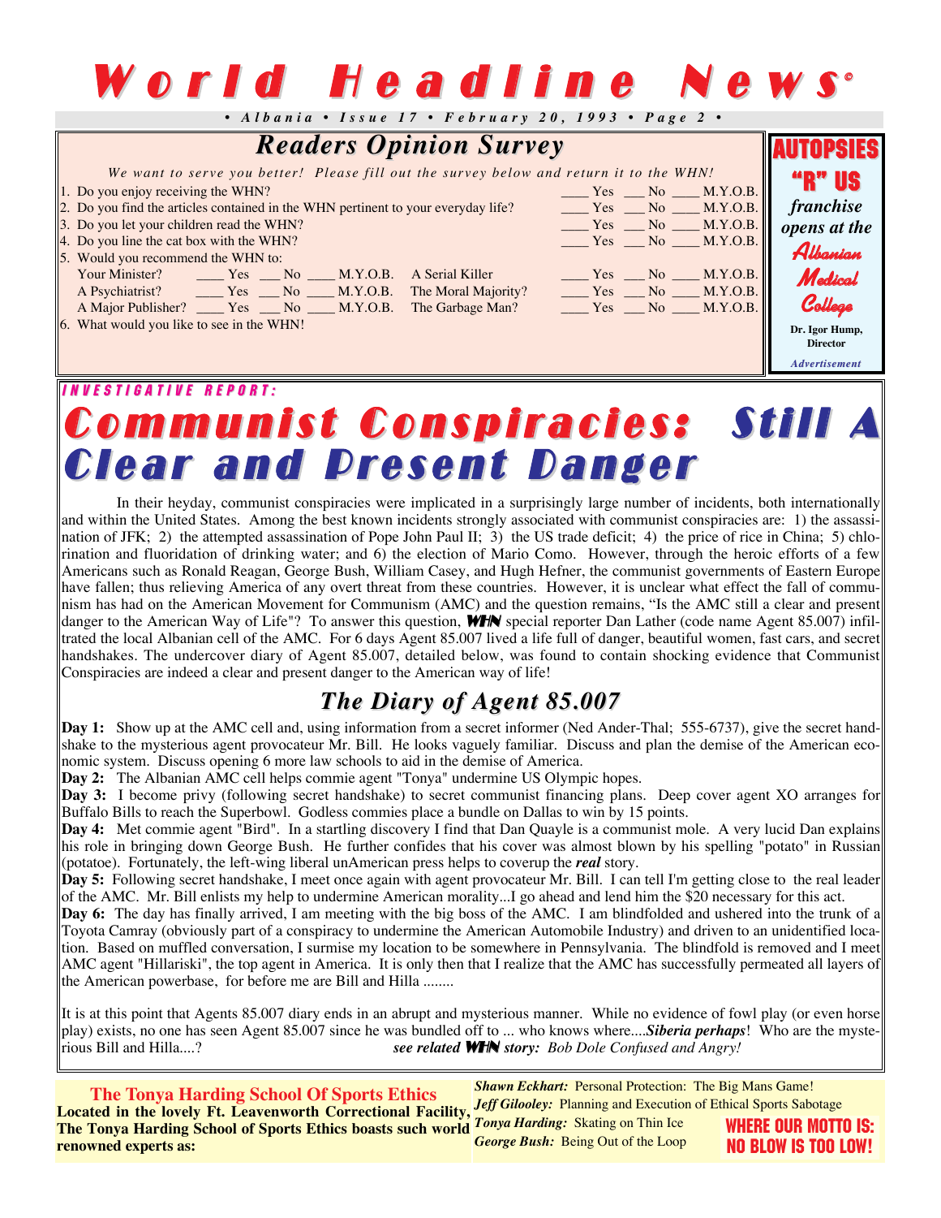# World Headline News®

## Readers Opinion Survey

*We want to serve you better! Please fill out the survey below and return it to the WHN!*

1. Do you enjoy receiving the WHN? ____ Yes ___ No ____ M.Y.O.B.
2. Do you find the articles contained in the WHN pertinent to your everyday life? ____ Yes ___ No ____ M.Y.O.B.
3. Do you let your children read the WHN? ____ Yes ___ No ____ M.Y.O.B.
4. Do you line the cat box with the WHN? ____ Yes ___ No ____ M.Y.O.B.
5. Would you recommend the WHN to:
   - Your Minister? ____ Yes ___ No ____ M.Y.O.B.
   - A Psychiatrist? ____ Yes ___ No ____ M.Y.O.B.
   - A Major Publisher? ____ Yes ___ No ____ M.Y.O.B.
   - A Serial Killer ____ Yes ___ No ____ M.Y.O.B.
   - The Moral Majority? ____ Yes ___ No ____ M.Y.O.B.
   - The Garbage Man? ____ Yes ___ No ____ M.Y.O.B.
6. What would you like to see in the WHN!

**AUTOPSIES "R" US**

*franchise opens at the* **Albanian Medical College**

**Dr. Igor Hump, Director**

*Advertisement*

*INVESTIGATIVE REPORT:*

# Communist Conspiracies: Still A Clear and Present Danger

In their heyday, communist conspiracies were implicated in a surprisingly large number of incidents, both internationally and within the United States. Among the best known incidents strongly associated with communist conspiracies are: 1) the assassination of JFK; 2) the attempted assassination of Pope John Paul II; 3) the US trade deficit; 4) the price of rice in China; 5) chlorination and fluoridation of drinking water; and 6) the election of Mario Como. However, through the heroic efforts of a few Americans such as Ronald Reagan, George Bush, William Casey, and Hugh Hefner, the communist governments of Eastern Europe have fallen; thus relieving America of any overt threat from these countries. However, it is unclear what effect the fall of communism has had on the American Movement for Communism (AMC) and the question remains, "Is the AMC still a clear and present danger to the American Way of Life"? To answer this question, **WHN** special reporter Dan Lather (code name Agent 85.007) infiltrated the local Albanian cell of the AMC. For 6 days Agent 85.007 lived a life full of danger, beautiful women, fast cars, and secret handshakes. The undercover diary of Agent 85.007, detailed below, was found to contain shocking evidence that Communist Conspiracies are indeed a clear and present danger to the American way of life!

## The Diary of Agent 85.007

**Day 1:** Show up at the AMC cell and, using information from a secret informer (Ned Ander-Thal; 555-6737), give the secret handshake to the mysterious agent provocateur Mr. Bill. He looks vaguely familiar. Discuss and plan the demise of the American economic system. Discuss opening 6 more law schools to aid in the demise of America.

**Day 2:** The Albanian AMC cell helps commie agent "Tonya" undermine US Olympic hopes.

**Day 3:** I become privy (following secret handshake) to secret communist financing plans. Deep cover agent XO arranges for Buffalo Bills to reach the Superbowl. Godless commies place a bundle on Dallas to win by 15 points.

**Day 4:** Met commie agent "Bird". In a startling discovery I find that Dan Quayle is a communist mole. A very lucid Dan explains his role in bringing down George Bush. He further confides that his cover was almost blown by his spelling "potato" in Russian (potatoe). Fortunately, the left-wing liberal unAmerican press helps to coverup the ***real*** story.

**Day 5:** Following secret handshake, I meet once again with agent provocateur Mr. Bill. I can tell I'm getting close to the real leader of the AMC. Mr. Bill enlists my help to undermine American morality...I go ahead and lend him the $20 necessary for this act.

**Day 6:** The day has finally arrived, I am meeting with the big boss of the AMC. I am blindfolded and ushered into the trunk of a Toyota Camray (obviously part of a conspiracy to undermine the American Automobile Industry) and driven to an unidentified location. Based on muffled conversation, I surmise my location to be somewhere in Pennsylvania. The blindfold is removed and I meet AMC agent "Hillariski", the top agent in America. It is only then that I realize that the AMC has successfully permeated all layers of the American powerbase, for before me are Bill and Hilla ........

It is at this point that Agents 85.007 diary ends in an abrupt and mysterious manner. While no evidence of fowl play (or even horse play) exists, no one has seen Agent 85.007 since he was bundled off to ... who knows where....***Siberia perhaps***! Who are the mysterious Bill and Hilla....? *see related* ***WHN*** *story: Bob Dole Confused and Angry!*

## The Tonya Harding School Of Sports Ethics

**Located in the lovely Ft. Leavenworth Correctional Facility, The Tonya Harding School of Sports Ethics boasts such world renowned experts as:**

***Shawn Eckhart:*** Personal Protection: The Big Mans Game!
***Jeff Gilooley:*** Planning and Execution of Ethical Sports Sabotage
***Tonya Harding:*** Skating on Thin Ice
***George Bush:*** Being Out of the Loop

**WHERE OUR MOTTO IS: NO BLOW IS TOO LOW!**